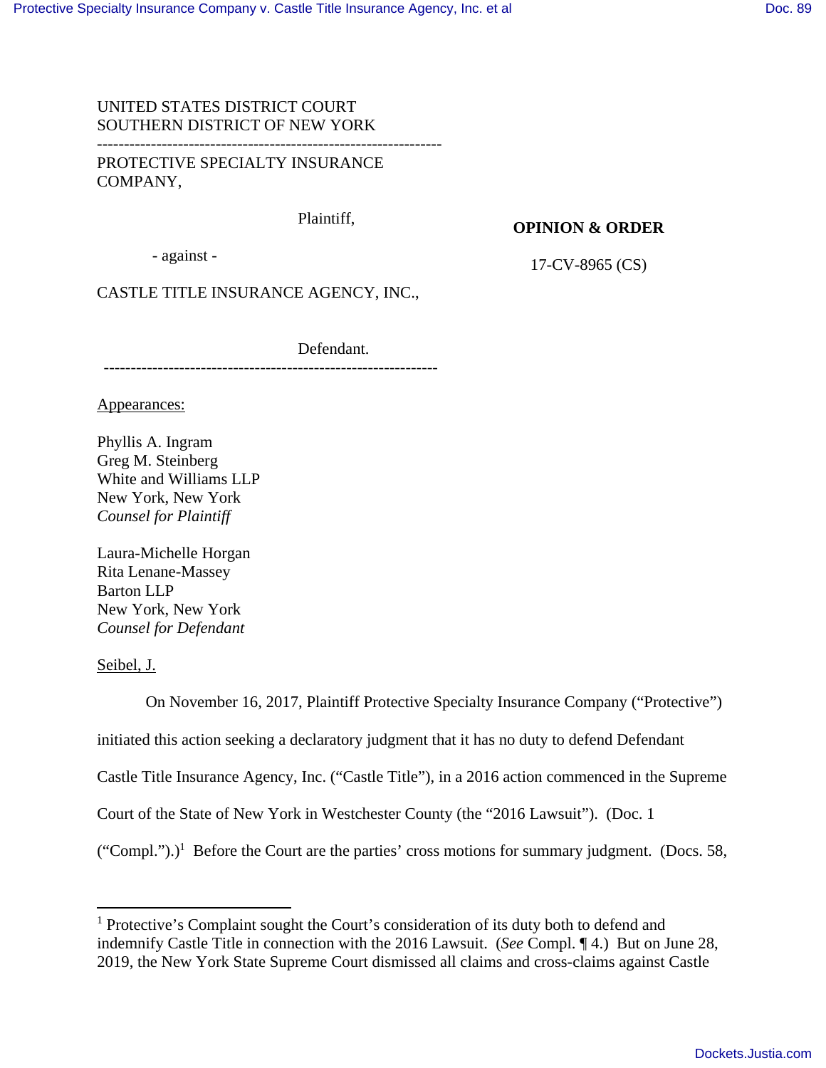UNITED STATES DISTRICT COURT
SOUTHERN DISTRICT OF NEW YORK

---

PROTECTIVE SPECIALTY INSURANCE COMPANY,

Plaintiff,

- against -

CASTLE TITLE INSURANCE AGENCY, INC.,

Defendant.

---

**OPINION & ORDER**

17-CV-8965 (CS)

Appearances:

Phyllis A. Ingram
Greg M. Steinberg
White and Williams LLP
New York, New York
*Counsel for Plaintiff*

Laura-Michelle Horgan
Rita Lenane-Massey
Barton LLP
New York, New York
*Counsel for Defendant*

Seibel, J.

On November 16, 2017, Plaintiff Protective Specialty Insurance Company ("Protective") initiated this action seeking a declaratory judgment that it has no duty to defend Defendant Castle Title Insurance Agency, Inc. ("Castle Title"), in a 2016 action commenced in the Supreme Court of the State of New York in Westchester County (the "2016 Lawsuit"). (Doc. 1 ("Compl.").)[1] Before the Court are the parties' cross motions for summary judgment. (Docs. 58,

---

[1] Protective's Complaint sought the Court's consideration of its duty both to defend and indemnify Castle Title in connection with the 2016 Lawsuit. (*See* Compl. ¶ 4.) But on June 28, 2019, the New York State Supreme Court dismissed all claims and cross-claims against Castle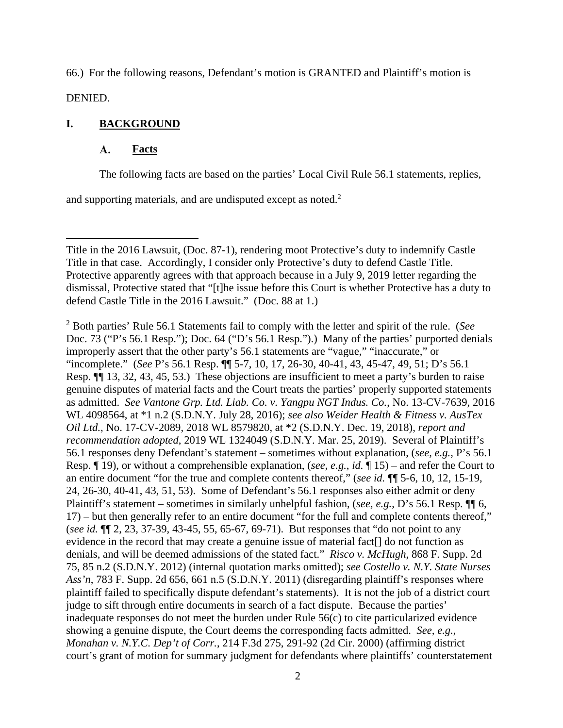66.) For the following reasons, Defendant's motion is GRANTED and Plaintiff's motion is DENIED.

## I. BACKGROUND

### A. Facts

The following facts are based on the parties' Local Civil Rule 56.1 statements, replies, and supporting materials, and are undisputed except as noted.[2]

---

Title in the 2016 Lawsuit, (Doc. 87-1), rendering moot Protective's duty to indemnify Castle Title in that case. Accordingly, I consider only Protective's duty to defend Castle Title. Protective apparently agrees with that approach because in a July 9, 2019 letter regarding the dismissal, Protective stated that "[t]he issue before this Court is whether Protective has a duty to defend Castle Title in the 2016 Lawsuit." (Doc. 88 at 1.)

[2] Both parties' Rule 56.1 Statements fail to comply with the letter and spirit of the rule. (*See* Doc. 73 ("P's 56.1 Resp."); Doc. 64 ("D's 56.1 Resp.").) Many of the parties' purported denials improperly assert that the other party's 56.1 statements are "vague," "inaccurate," or "incomplete." (*See* P's 56.1 Resp. ¶¶ 5-7, 10, 17, 26-30, 40-41, 43, 45-47, 49, 51; D's 56.1 Resp. ¶¶ 13, 32, 43, 45, 53.) These objections are insufficient to meet a party's burden to raise genuine disputes of material facts and the Court treats the parties' properly supported statements as admitted. *See Vantone Grp. Ltd. Liab. Co. v. Yangpu NGT Indus. Co.*, No. 13-CV-7639, 2016 WL 4098564, at *1 n.2 (S.D.N.Y. July 28, 2016); *see also Weider Health & Fitness v. AusTex Oil Ltd.*, No. 17-CV-2089, 2018 WL 8579820, at *2 (S.D.N.Y. Dec. 19, 2018), *report and recommendation adopted*, 2019 WL 1324049 (S.D.N.Y. Mar. 25, 2019). Several of Plaintiff's 56.1 responses deny Defendant's statement – sometimes without explanation, (*see, e.g.*, P's 56.1 Resp. ¶ 19), or without a comprehensible explanation, (*see, e.g.*, *id.* ¶ 15) – and refer the Court to an entire document "for the true and complete contents thereof," (*see id.* ¶¶ 5-6, 10, 12, 15-19, 24, 26-30, 40-41, 43, 51, 53). Some of Defendant's 56.1 responses also either admit or deny Plaintiff's statement – sometimes in similarly unhelpful fashion, (*see, e.g.*, D's 56.1 Resp. ¶¶ 6, 17) – but then generally refer to an entire document "for the full and complete contents thereof," (*see id.* ¶¶ 2, 23, 37-39, 43-45, 55, 65-67, 69-71). But responses that "do not point to any evidence in the record that may create a genuine issue of material fact[] do not function as denials, and will be deemed admissions of the stated fact." *Risco v. McHugh*, 868 F. Supp. 2d 75, 85 n.2 (S.D.N.Y. 2012) (internal quotation marks omitted); *see Costello v. N.Y. State Nurses Ass'n*, 783 F. Supp. 2d 656, 661 n.5 (S.D.N.Y. 2011) (disregarding plaintiff's responses where plaintiff failed to specifically dispute defendant's statements). It is not the job of a district court judge to sift through entire documents in search of a fact dispute. Because the parties' inadequate responses do not meet the burden under Rule 56(c) to cite particularized evidence showing a genuine dispute, the Court deems the corresponding facts admitted. *See, e.g.*, *Monahan v. N.Y.C. Dep't of Corr.*, 214 F.3d 275, 291-92 (2d Cir. 2000) (affirming district court's grant of motion for summary judgment for defendants where plaintiffs' counterstatement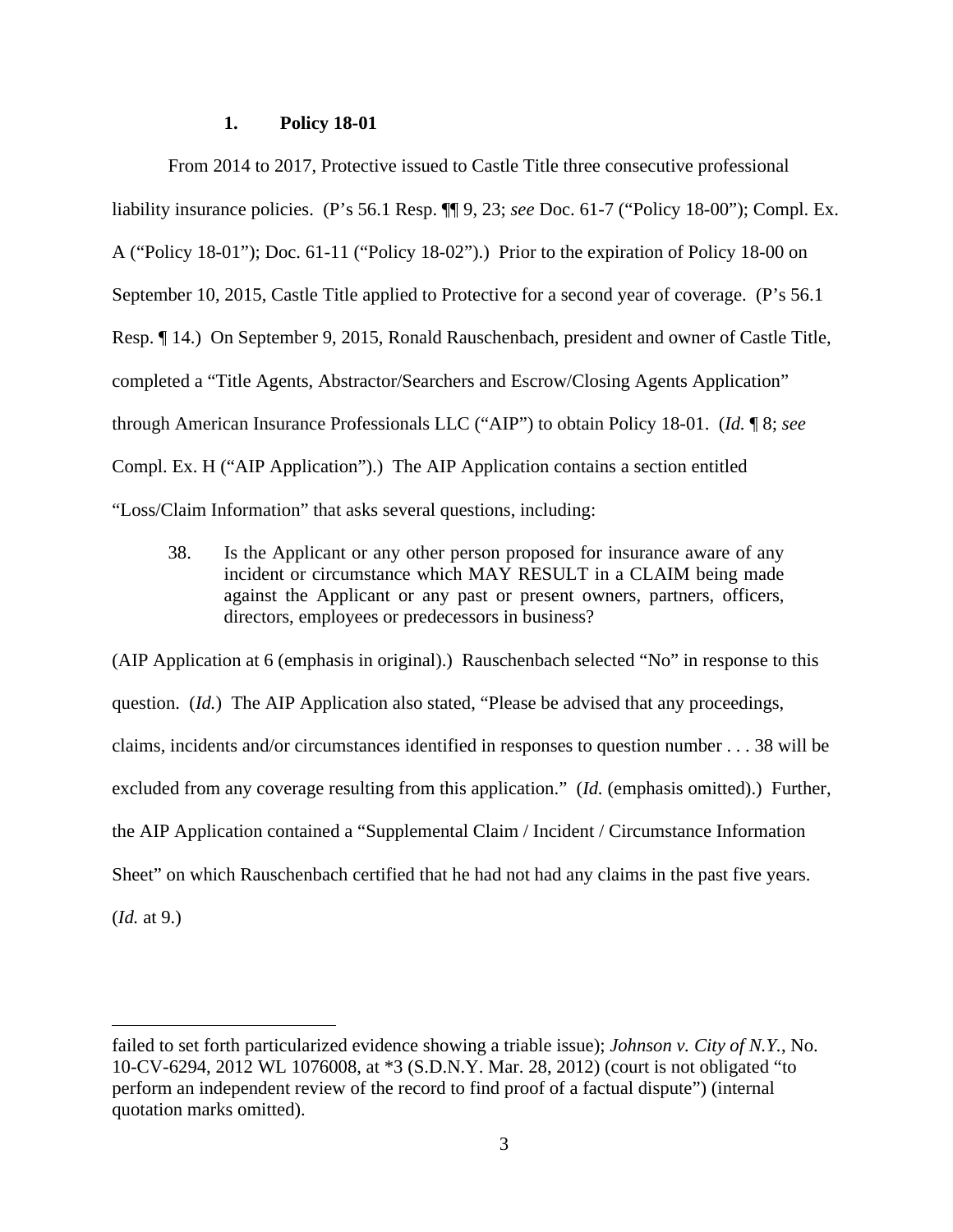### 1. Policy 18-01

From 2014 to 2017, Protective issued to Castle Title three consecutive professional liability insurance policies. (P's 56.1 Resp. ¶¶ 9, 23; *see* Doc. 61-7 ("Policy 18-00"); Compl. Ex. A ("Policy 18-01"); Doc. 61-11 ("Policy 18-02").) Prior to the expiration of Policy 18-00 on September 10, 2015, Castle Title applied to Protective for a second year of coverage. (P's 56.1 Resp. ¶ 14.) On September 9, 2015, Ronald Rauschenbach, president and owner of Castle Title, completed a "Title Agents, Abstractor/Searchers and Escrow/Closing Agents Application" through American Insurance Professionals LLC ("AIP") to obtain Policy 18-01. (*Id.* ¶ 8; *see* Compl. Ex. H ("AIP Application").) The AIP Application contains a section entitled "Loss/Claim Information" that asks several questions, including:

> 38. Is the Applicant or any other person proposed for insurance aware of any incident or circumstance which MAY RESULT in a CLAIM being made against the Applicant or any past or present owners, partners, officers, directors, employees or predecessors in business?

(AIP Application at 6 (emphasis in original).) Rauschenbach selected "No" in response to this question. (*Id.*) The AIP Application also stated, "Please be advised that any proceedings, claims, incidents and/or circumstances identified in responses to question number . . . 38 will be excluded from any coverage resulting from this application." (*Id.* (emphasis omitted).) Further, the AIP Application contained a "Supplemental Claim / Incident / Circumstance Information Sheet" on which Rauschenbach certified that he had not had any claims in the past five years. (*Id.* at 9.)

---

failed to set forth particularized evidence showing a triable issue); *Johnson v. City of N.Y.*, No. 10-CV-6294, 2012 WL 1076008, at *3 (S.D.N.Y. Mar. 28, 2012) (court is not obligated "to perform an independent review of the record to find proof of a factual dispute") (internal quotation marks omitted).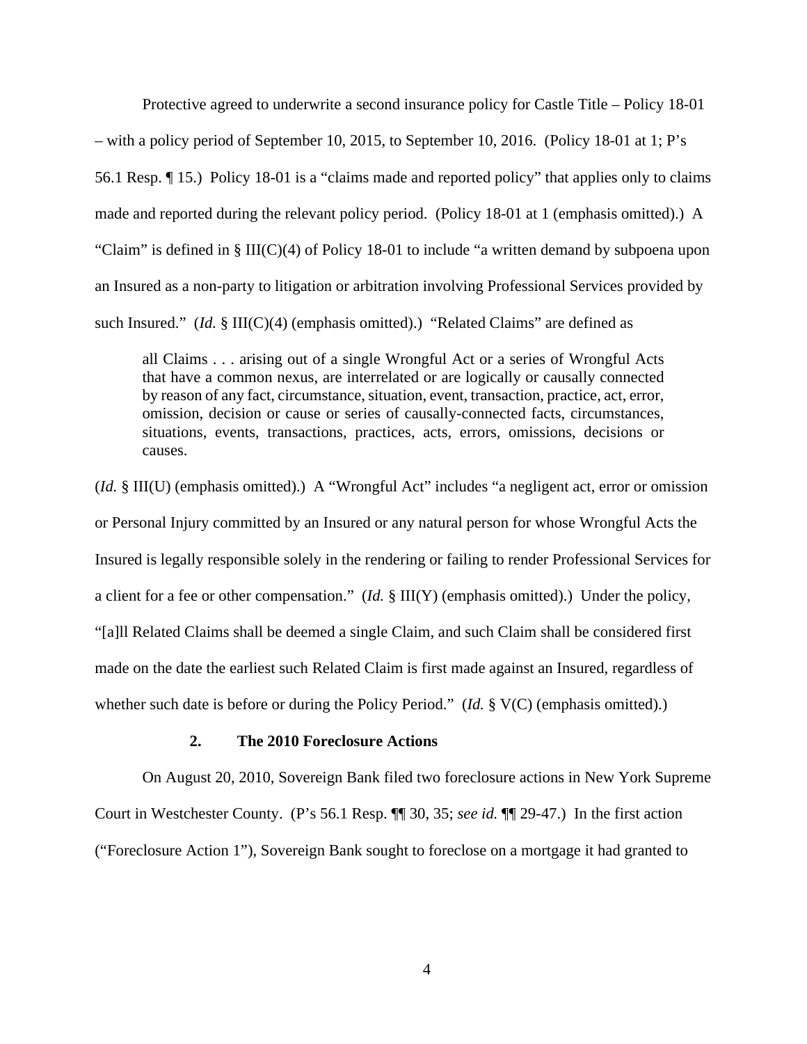Protective agreed to underwrite a second insurance policy for Castle Title – Policy 18-01 – with a policy period of September 10, 2015, to September 10, 2016. (Policy 18-01 at 1; P's 56.1 Resp. ¶ 15.) Policy 18-01 is a "claims made and reported policy" that applies only to claims made and reported during the relevant policy period. (Policy 18-01 at 1 (emphasis omitted).) A "Claim" is defined in § III(C)(4) of Policy 18-01 to include "a written demand by subpoena upon an Insured as a non-party to litigation or arbitration involving Professional Services provided by such Insured." (*Id.* § III(C)(4) (emphasis omitted).) "Related Claims" are defined as

> all Claims . . . arising out of a single Wrongful Act or a series of Wrongful Acts that have a common nexus, are interrelated or are logically or causally connected by reason of any fact, circumstance, situation, event, transaction, practice, act, error, omission, decision or cause or series of causally-connected facts, circumstances, situations, events, transactions, practices, acts, errors, omissions, decisions or causes.

(*Id.* § III(U) (emphasis omitted).) A "Wrongful Act" includes "a negligent act, error or omission or Personal Injury committed by an Insured or any natural person for whose Wrongful Acts the Insured is legally responsible solely in the rendering or failing to render Professional Services for a client for a fee or other compensation." (*Id.* § III(Y) (emphasis omitted).) Under the policy, "[a]ll Related Claims shall be deemed a single Claim, and such Claim shall be considered first made on the date the earliest such Related Claim is first made against an Insured, regardless of whether such date is before or during the Policy Period." (*Id.* § V(C) (emphasis omitted).)

### 2. The 2010 Foreclosure Actions

On August 20, 2010, Sovereign Bank filed two foreclosure actions in New York Supreme Court in Westchester County. (P's 56.1 Resp. ¶¶ 30, 35; *see id.* ¶¶ 29-47.) In the first action ("Foreclosure Action 1"), Sovereign Bank sought to foreclose on a mortgage it had granted to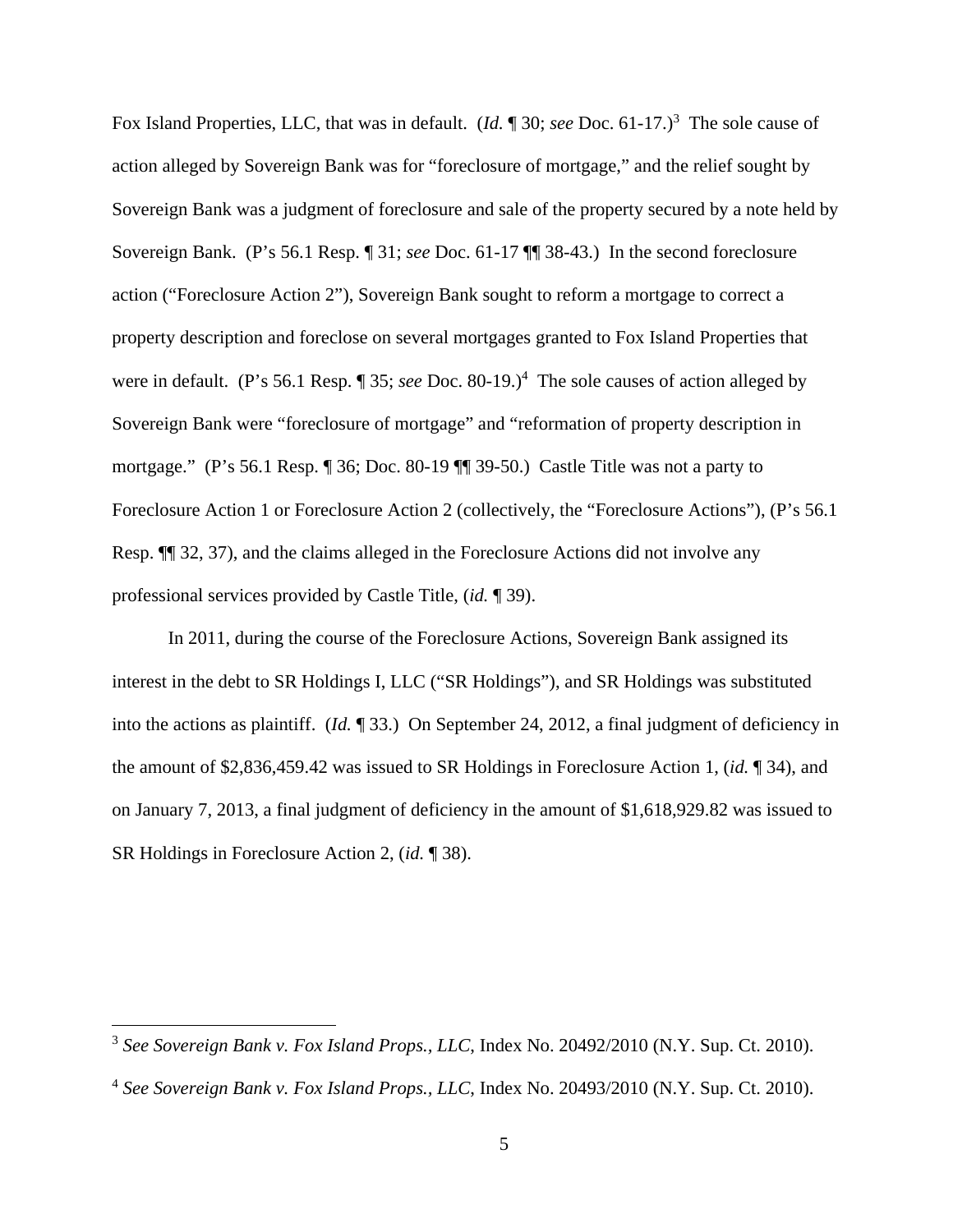Fox Island Properties, LLC, that was in default. (*Id.* ¶ 30; *see* Doc. 61-17.)[3] The sole cause of action alleged by Sovereign Bank was for "foreclosure of mortgage," and the relief sought by Sovereign Bank was a judgment of foreclosure and sale of the property secured by a note held by Sovereign Bank. (P's 56.1 Resp. ¶ 31; *see* Doc. 61-17 ¶¶ 38-43.) In the second foreclosure action ("Foreclosure Action 2"), Sovereign Bank sought to reform a mortgage to correct a property description and foreclose on several mortgages granted to Fox Island Properties that were in default. (P's 56.1 Resp. ¶ 35; *see* Doc. 80-19.)[4] The sole causes of action alleged by Sovereign Bank were "foreclosure of mortgage" and "reformation of property description in mortgage." (P's 56.1 Resp. ¶ 36; Doc. 80-19 ¶¶ 39-50.) Castle Title was not a party to Foreclosure Action 1 or Foreclosure Action 2 (collectively, the "Foreclosure Actions"), (P's 56.1 Resp. ¶¶ 32, 37), and the claims alleged in the Foreclosure Actions did not involve any professional services provided by Castle Title, (*id.* ¶ 39).

In 2011, during the course of the Foreclosure Actions, Sovereign Bank assigned its interest in the debt to SR Holdings I, LLC ("SR Holdings"), and SR Holdings was substituted into the actions as plaintiff. (*Id.* ¶ 33.) On September 24, 2012, a final judgment of deficiency in the amount of $2,836,459.42 was issued to SR Holdings in Foreclosure Action 1, (*id.* ¶ 34), and on January 7, 2013, a final judgment of deficiency in the amount of $1,618,929.82 was issued to SR Holdings in Foreclosure Action 2, (*id.* ¶ 38).

---

[3] *See Sovereign Bank v. Fox Island Props., LLC*, Index No. 20492/2010 (N.Y. Sup. Ct. 2010).

[4] *See Sovereign Bank v. Fox Island Props., LLC*, Index No. 20493/2010 (N.Y. Sup. Ct. 2010).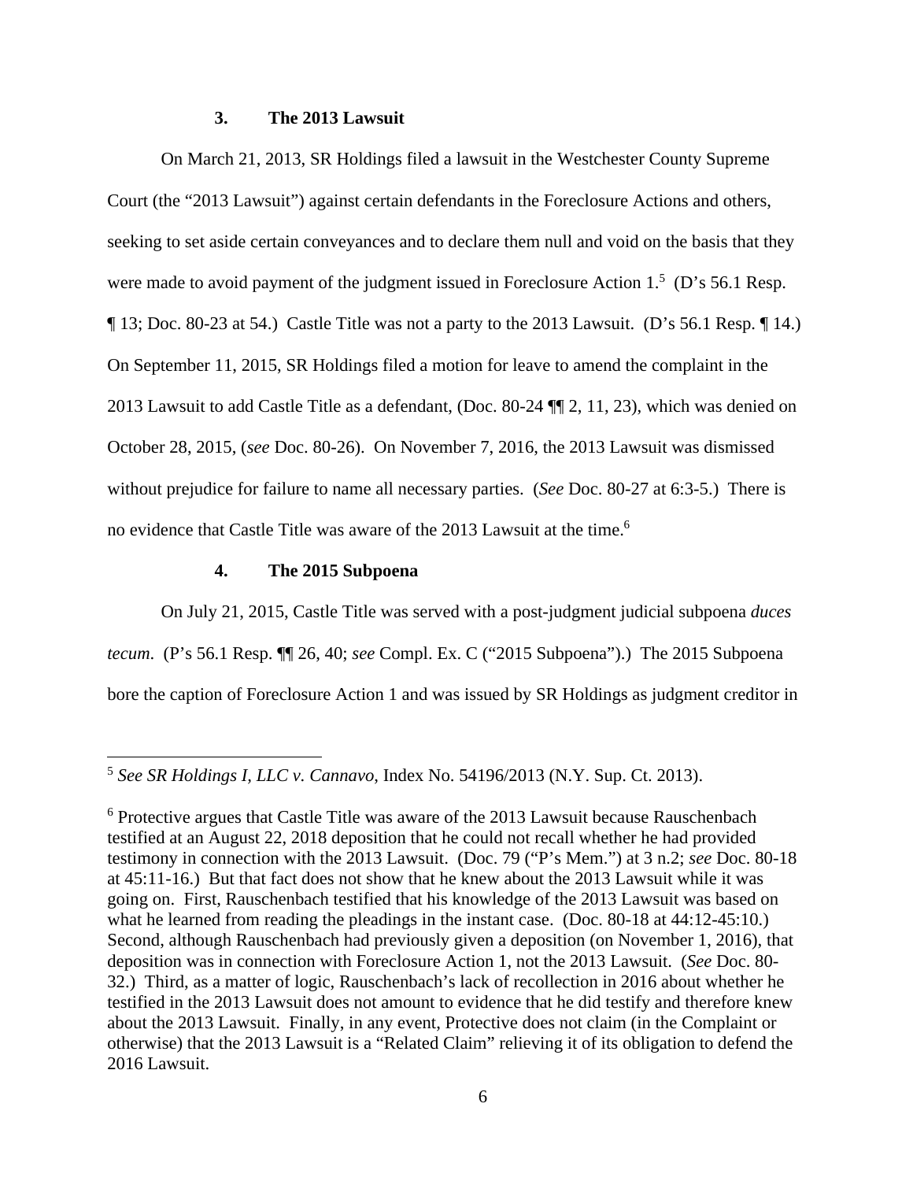### 3. The 2013 Lawsuit

On March 21, 2013, SR Holdings filed a lawsuit in the Westchester County Supreme Court (the "2013 Lawsuit") against certain defendants in the Foreclosure Actions and others, seeking to set aside certain conveyances and to declare them null and void on the basis that they were made to avoid payment of the judgment issued in Foreclosure Action 1.[5] (D's 56.1 Resp. ¶ 13; Doc. 80-23 at 54.) Castle Title was not a party to the 2013 Lawsuit. (D's 56.1 Resp. ¶ 14.) On September 11, 2015, SR Holdings filed a motion for leave to amend the complaint in the 2013 Lawsuit to add Castle Title as a defendant, (Doc. 80-24 ¶¶ 2, 11, 23), which was denied on October 28, 2015, (*see* Doc. 80-26). On November 7, 2016, the 2013 Lawsuit was dismissed without prejudice for failure to name all necessary parties. (*See* Doc. 80-27 at 6:3-5.) There is no evidence that Castle Title was aware of the 2013 Lawsuit at the time.[6]

### 4. The 2015 Subpoena

On July 21, 2015, Castle Title was served with a post-judgment judicial subpoena *duces tecum*. (P's 56.1 Resp. ¶¶ 26, 40; *see* Compl. Ex. C ("2015 Subpoena").) The 2015 Subpoena bore the caption of Foreclosure Action 1 and was issued by SR Holdings as judgment creditor in

---

[5] *See SR Holdings I, LLC v. Cannavo*, Index No. 54196/2013 (N.Y. Sup. Ct. 2013).

[6] Protective argues that Castle Title was aware of the 2013 Lawsuit because Rauschenbach testified at an August 22, 2018 deposition that he could not recall whether he had provided testimony in connection with the 2013 Lawsuit. (Doc. 79 ("P's Mem.") at 3 n.2; *see* Doc. 80-18 at 45:11-16.) But that fact does not show that he knew about the 2013 Lawsuit while it was going on. First, Rauschenbach testified that his knowledge of the 2013 Lawsuit was based on what he learned from reading the pleadings in the instant case. (Doc. 80-18 at 44:12-45:10.) Second, although Rauschenbach had previously given a deposition (on November 1, 2016), that deposition was in connection with Foreclosure Action 1, not the 2013 Lawsuit. (*See* Doc. 80-32.) Third, as a matter of logic, Rauschenbach's lack of recollection in 2016 about whether he testified in the 2013 Lawsuit does not amount to evidence that he did testify and therefore knew about the 2013 Lawsuit. Finally, in any event, Protective does not claim (in the Complaint or otherwise) that the 2013 Lawsuit is a "Related Claim" relieving it of its obligation to defend the 2016 Lawsuit.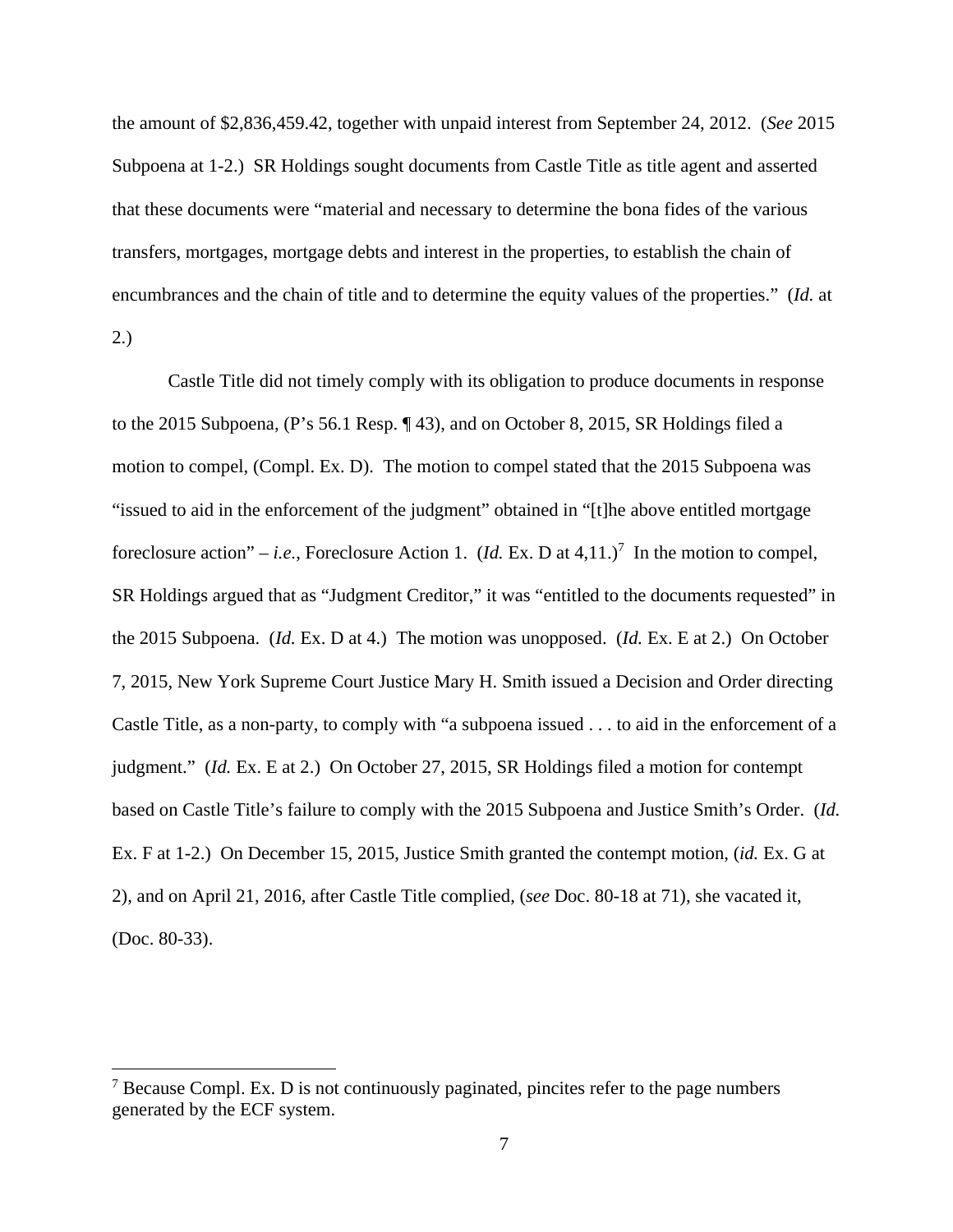the amount of $2,836,459.42, together with unpaid interest from September 24, 2012. (*See* 2015 Subpoena at 1-2.) SR Holdings sought documents from Castle Title as title agent and asserted that these documents were "material and necessary to determine the bona fides of the various transfers, mortgages, mortgage debts and interest in the properties, to establish the chain of encumbrances and the chain of title and to determine the equity values of the properties." (*Id.* at 2.)

Castle Title did not timely comply with its obligation to produce documents in response to the 2015 Subpoena, (P's 56.1 Resp. ¶ 43), and on October 8, 2015, SR Holdings filed a motion to compel, (Compl. Ex. D). The motion to compel stated that the 2015 Subpoena was "issued to aid in the enforcement of the judgment" obtained in "[t]he above entitled mortgage foreclosure action" – *i.e.*, Foreclosure Action 1. (*Id.* Ex. D at 4,11.)[7] In the motion to compel, SR Holdings argued that as "Judgment Creditor," it was "entitled to the documents requested" in the 2015 Subpoena. (*Id.* Ex. D at 4.) The motion was unopposed. (*Id.* Ex. E at 2.) On October 7, 2015, New York Supreme Court Justice Mary H. Smith issued a Decision and Order directing Castle Title, as a non-party, to comply with "a subpoena issued . . . to aid in the enforcement of a judgment." (*Id.* Ex. E at 2.) On October 27, 2015, SR Holdings filed a motion for contempt based on Castle Title's failure to comply with the 2015 Subpoena and Justice Smith's Order. (*Id.* Ex. F at 1-2.) On December 15, 2015, Justice Smith granted the contempt motion, (*id.* Ex. G at 2), and on April 21, 2016, after Castle Title complied, (*see* Doc. 80-18 at 71), she vacated it, (Doc. 80-33).

[7] Because Compl. Ex. D is not continuously paginated, pincites refer to the page numbers generated by the ECF system.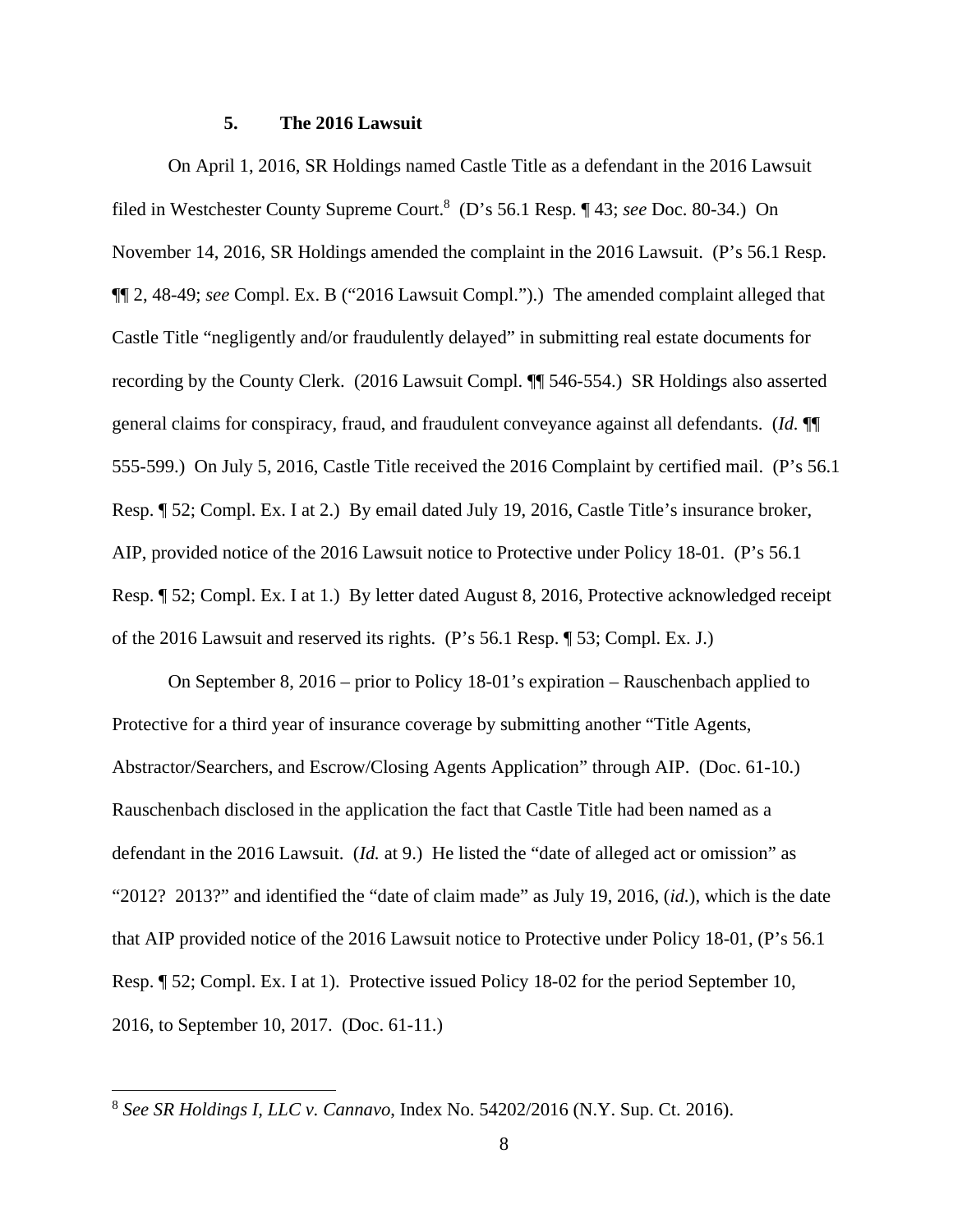### 5. The 2016 Lawsuit

On April 1, 2016, SR Holdings named Castle Title as a defendant in the 2016 Lawsuit filed in Westchester County Supreme Court.[8] (D's 56.1 Resp. ¶ 43; *see* Doc. 80-34.) On November 14, 2016, SR Holdings amended the complaint in the 2016 Lawsuit. (P's 56.1 Resp. ¶¶ 2, 48-49; *see* Compl. Ex. B ("2016 Lawsuit Compl.").) The amended complaint alleged that Castle Title "negligently and/or fraudulently delayed" in submitting real estate documents for recording by the County Clerk. (2016 Lawsuit Compl. ¶¶ 546-554.) SR Holdings also asserted general claims for conspiracy, fraud, and fraudulent conveyance against all defendants. (*Id.* ¶¶ 555-599.) On July 5, 2016, Castle Title received the 2016 Complaint by certified mail. (P's 56.1 Resp. ¶ 52; Compl. Ex. I at 2.) By email dated July 19, 2016, Castle Title's insurance broker, AIP, provided notice of the 2016 Lawsuit notice to Protective under Policy 18-01. (P's 56.1 Resp. ¶ 52; Compl. Ex. I at 1.) By letter dated August 8, 2016, Protective acknowledged receipt of the 2016 Lawsuit and reserved its rights. (P's 56.1 Resp. ¶ 53; Compl. Ex. J.)

On September 8, 2016 – prior to Policy 18-01's expiration – Rauschenbach applied to Protective for a third year of insurance coverage by submitting another "Title Agents, Abstractor/Searchers, and Escrow/Closing Agents Application" through AIP. (Doc. 61-10.) Rauschenbach disclosed in the application the fact that Castle Title had been named as a defendant in the 2016 Lawsuit. (*Id.* at 9.) He listed the "date of alleged act or omission" as "2012? 2013?" and identified the "date of claim made" as July 19, 2016, (*id.*), which is the date that AIP provided notice of the 2016 Lawsuit notice to Protective under Policy 18-01, (P's 56.1 Resp. ¶ 52; Compl. Ex. I at 1). Protective issued Policy 18-02 for the period September 10, 2016, to September 10, 2017. (Doc. 61-11.)

---

[8] *See SR Holdings I, LLC v. Cannavo*, Index No. 54202/2016 (N.Y. Sup. Ct. 2016).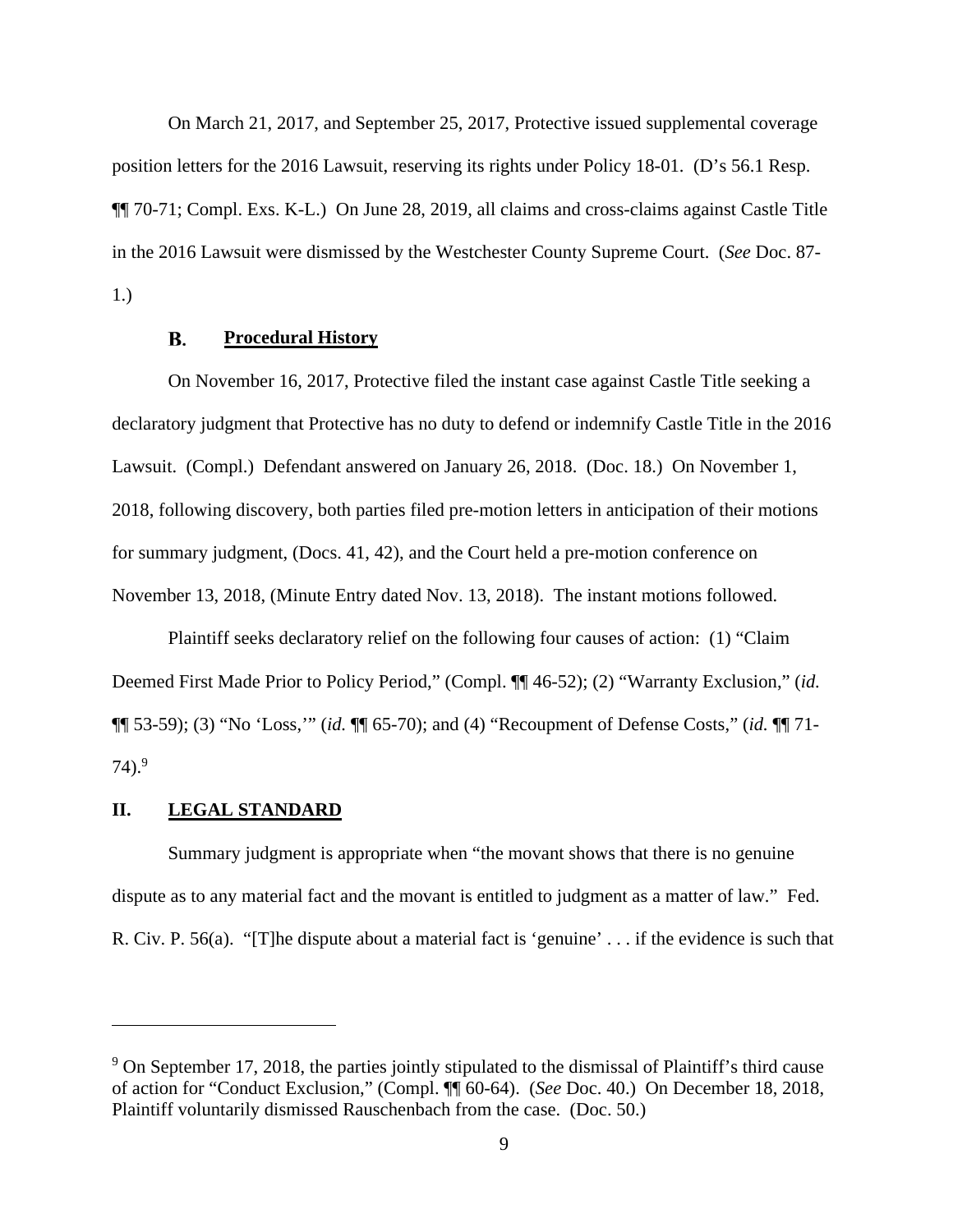On March 21, 2017, and September 25, 2017, Protective issued supplemental coverage position letters for the 2016 Lawsuit, reserving its rights under Policy 18-01. (D's 56.1 Resp. ¶¶ 70-71; Compl. Exs. K-L.) On June 28, 2019, all claims and cross-claims against Castle Title in the 2016 Lawsuit were dismissed by the Westchester County Supreme Court. (*See* Doc. 87-1.)

### B. Procedural History

On November 16, 2017, Protective filed the instant case against Castle Title seeking a declaratory judgment that Protective has no duty to defend or indemnify Castle Title in the 2016 Lawsuit. (Compl.) Defendant answered on January 26, 2018. (Doc. 18.) On November 1, 2018, following discovery, both parties filed pre-motion letters in anticipation of their motions for summary judgment, (Docs. 41, 42), and the Court held a pre-motion conference on November 13, 2018, (Minute Entry dated Nov. 13, 2018). The instant motions followed.

Plaintiff seeks declaratory relief on the following four causes of action: (1) "Claim Deemed First Made Prior to Policy Period," (Compl. ¶¶ 46-52); (2) "Warranty Exclusion," (*id.* ¶¶ 53-59); (3) "No 'Loss,'" (*id.* ¶¶ 65-70); and (4) "Recoupment of Defense Costs," (*id.* ¶¶ 71-74).[9]

## II. LEGAL STANDARD

Summary judgment is appropriate when "the movant shows that there is no genuine dispute as to any material fact and the movant is entitled to judgment as a matter of law." Fed. R. Civ. P. 56(a). "[T]he dispute about a material fact is 'genuine' . . . if the evidence is such that

---

[9] On September 17, 2018, the parties jointly stipulated to the dismissal of Plaintiff's third cause of action for "Conduct Exclusion," (Compl. ¶¶ 60-64). (*See* Doc. 40.) On December 18, 2018, Plaintiff voluntarily dismissed Rauschenbach from the case. (Doc. 50.)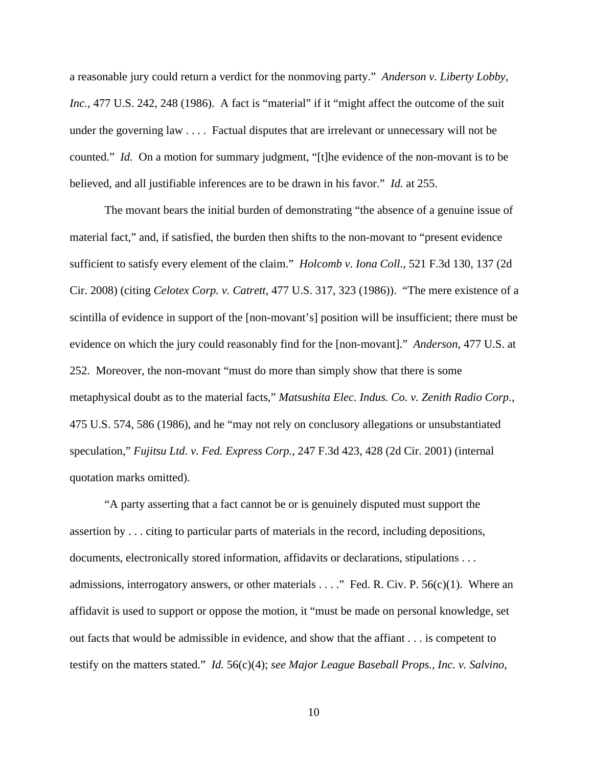a reasonable jury could return a verdict for the nonmoving party." *Anderson v. Liberty Lobby, Inc.*, 477 U.S. 242, 248 (1986). A fact is "material" if it "might affect the outcome of the suit under the governing law . . . . Factual disputes that are irrelevant or unnecessary will not be counted." *Id.* On a motion for summary judgment, "[t]he evidence of the non-movant is to be believed, and all justifiable inferences are to be drawn in his favor." *Id.* at 255.

The movant bears the initial burden of demonstrating "the absence of a genuine issue of material fact," and, if satisfied, the burden then shifts to the non-movant to "present evidence sufficient to satisfy every element of the claim." *Holcomb v. Iona Coll.*, 521 F.3d 130, 137 (2d Cir. 2008) (citing *Celotex Corp. v. Catrett*, 477 U.S. 317, 323 (1986)). "The mere existence of a scintilla of evidence in support of the [non-movant's] position will be insufficient; there must be evidence on which the jury could reasonably find for the [non-movant]." *Anderson*, 477 U.S. at 252. Moreover, the non-movant "must do more than simply show that there is some metaphysical doubt as to the material facts," *Matsushita Elec. Indus. Co. v. Zenith Radio Corp.*, 475 U.S. 574, 586 (1986), and he "may not rely on conclusory allegations or unsubstantiated speculation," *Fujitsu Ltd. v. Fed. Express Corp.*, 247 F.3d 423, 428 (2d Cir. 2001) (internal quotation marks omitted).

"A party asserting that a fact cannot be or is genuinely disputed must support the assertion by . . . citing to particular parts of materials in the record, including depositions, documents, electronically stored information, affidavits or declarations, stipulations . . . admissions, interrogatory answers, or other materials . . . ." Fed. R. Civ. P. 56(c)(1). Where an affidavit is used to support or oppose the motion, it "must be made on personal knowledge, set out facts that would be admissible in evidence, and show that the affiant . . . is competent to testify on the matters stated." *Id.* 56(c)(4); *see Major League Baseball Props., Inc. v. Salvino,*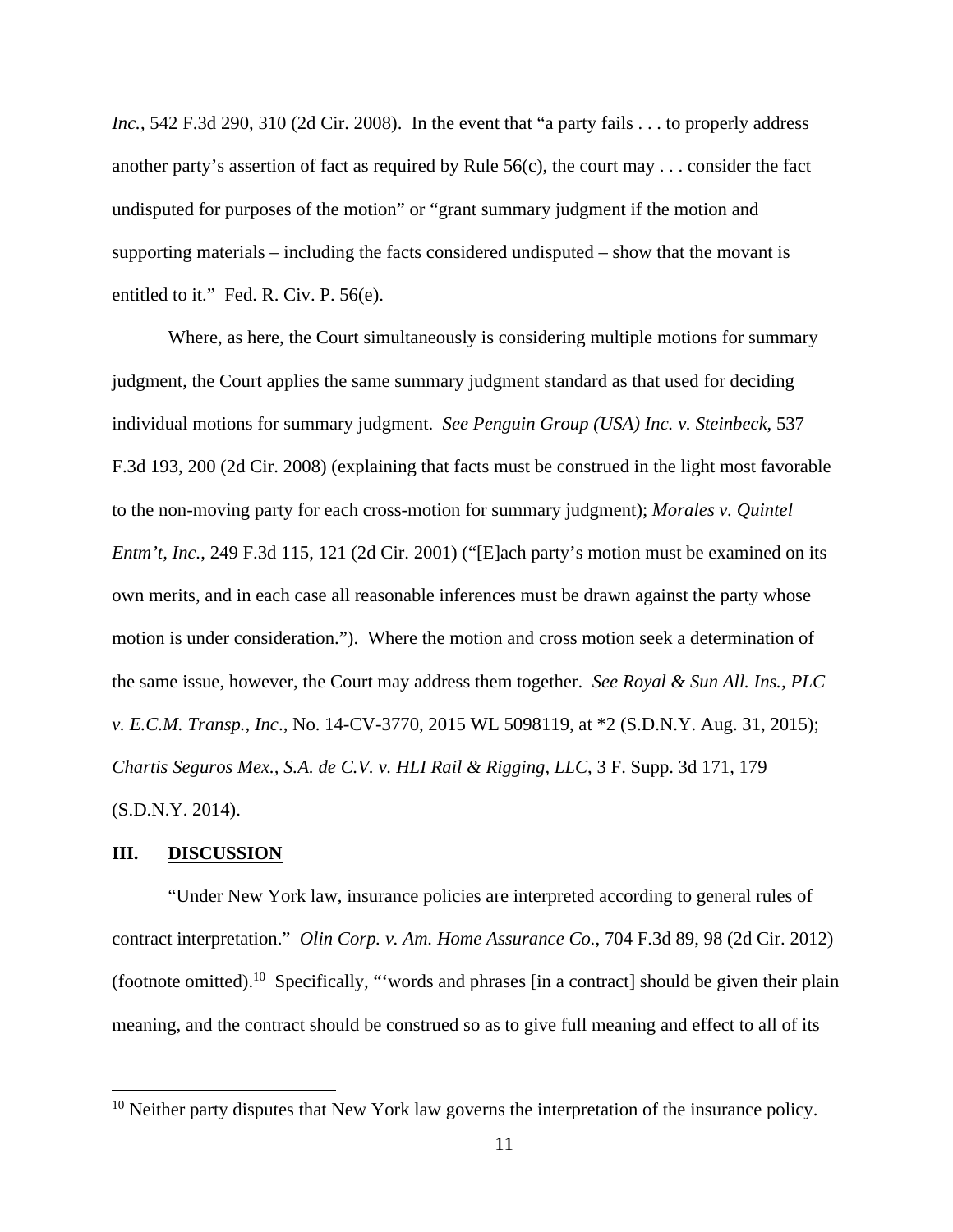*Inc.*, 542 F.3d 290, 310 (2d Cir. 2008). In the event that "a party fails . . . to properly address another party's assertion of fact as required by Rule 56(c), the court may . . . consider the fact undisputed for purposes of the motion" or "grant summary judgment if the motion and supporting materials – including the facts considered undisputed – show that the movant is entitled to it." Fed. R. Civ. P. 56(e).

Where, as here, the Court simultaneously is considering multiple motions for summary judgment, the Court applies the same summary judgment standard as that used for deciding individual motions for summary judgment. *See Penguin Group (USA) Inc. v. Steinbeck*, 537 F.3d 193, 200 (2d Cir. 2008) (explaining that facts must be construed in the light most favorable to the non-moving party for each cross-motion for summary judgment); *Morales v. Quintel Entm't, Inc.*, 249 F.3d 115, 121 (2d Cir. 2001) ("[E]ach party's motion must be examined on its own merits, and in each case all reasonable inferences must be drawn against the party whose motion is under consideration."). Where the motion and cross motion seek a determination of the same issue, however, the Court may address them together. *See Royal & Sun All. Ins., PLC v. E.C.M. Transp., Inc*., No. 14-CV-3770, 2015 WL 5098119, at *2 (S.D.N.Y. Aug. 31, 2015); *Chartis Seguros Mex., S.A. de C.V. v. HLI Rail & Rigging, LLC*, 3 F. Supp. 3d 171, 179 (S.D.N.Y. 2014).

## III. DISCUSSION

"Under New York law, insurance policies are interpreted according to general rules of contract interpretation." *Olin Corp. v. Am. Home Assurance Co.*, 704 F.3d 89, 98 (2d Cir. 2012) (footnote omitted).[10] Specifically, "'words and phrases [in a contract] should be given their plain meaning, and the contract should be construed so as to give full meaning and effect to all of its

---

[10] Neither party disputes that New York law governs the interpretation of the insurance policy.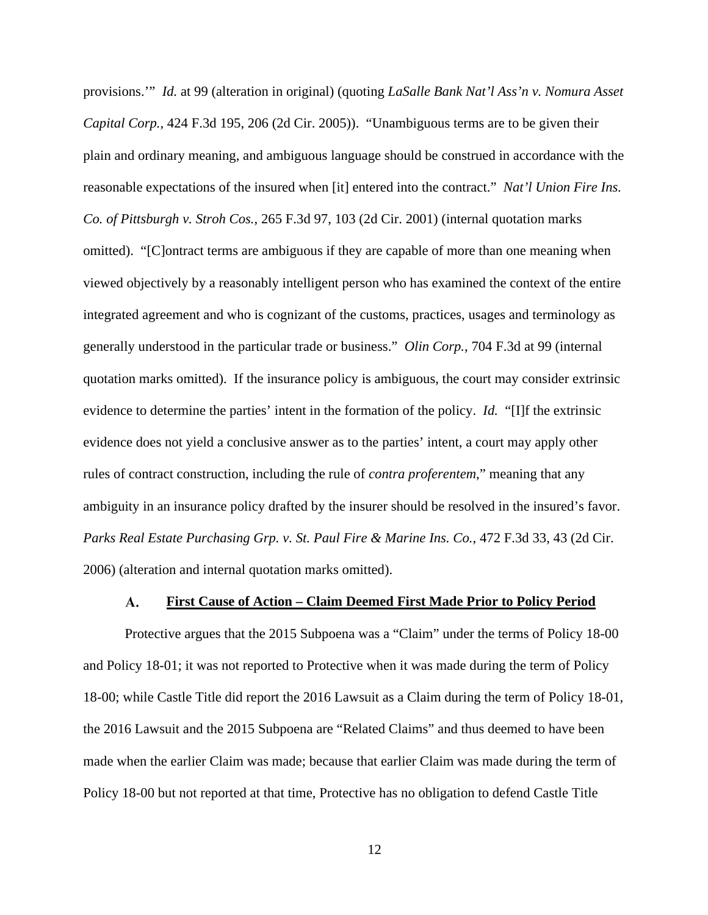provisions.'" *Id.* at 99 (alteration in original) (quoting *LaSalle Bank Nat'l Ass'n v. Nomura Asset Capital Corp.*, 424 F.3d 195, 206 (2d Cir. 2005)). "Unambiguous terms are to be given their plain and ordinary meaning, and ambiguous language should be construed in accordance with the reasonable expectations of the insured when [it] entered into the contract." *Nat'l Union Fire Ins. Co. of Pittsburgh v. Stroh Cos.*, 265 F.3d 97, 103 (2d Cir. 2001) (internal quotation marks omitted). "[C]ontract terms are ambiguous if they are capable of more than one meaning when viewed objectively by a reasonably intelligent person who has examined the context of the entire integrated agreement and who is cognizant of the customs, practices, usages and terminology as generally understood in the particular trade or business." *Olin Corp.*, 704 F.3d at 99 (internal quotation marks omitted). If the insurance policy is ambiguous, the court may consider extrinsic evidence to determine the parties' intent in the formation of the policy. *Id.* "[I]f the extrinsic evidence does not yield a conclusive answer as to the parties' intent, a court may apply other rules of contract construction, including the rule of *contra proferentem*," meaning that any ambiguity in an insurance policy drafted by the insurer should be resolved in the insured's favor. *Parks Real Estate Purchasing Grp. v. St. Paul Fire & Marine Ins. Co.*, 472 F.3d 33, 43 (2d Cir. 2006) (alteration and internal quotation marks omitted).

### A. **<u>First Cause of Action – Claim Deemed First Made Prior to Policy Period</u>**

Protective argues that the 2015 Subpoena was a "Claim" under the terms of Policy 18-00 and Policy 18-01; it was not reported to Protective when it was made during the term of Policy 18-00; while Castle Title did report the 2016 Lawsuit as a Claim during the term of Policy 18-01, the 2016 Lawsuit and the 2015 Subpoena are "Related Claims" and thus deemed to have been made when the earlier Claim was made; because that earlier Claim was made during the term of Policy 18-00 but not reported at that time, Protective has no obligation to defend Castle Title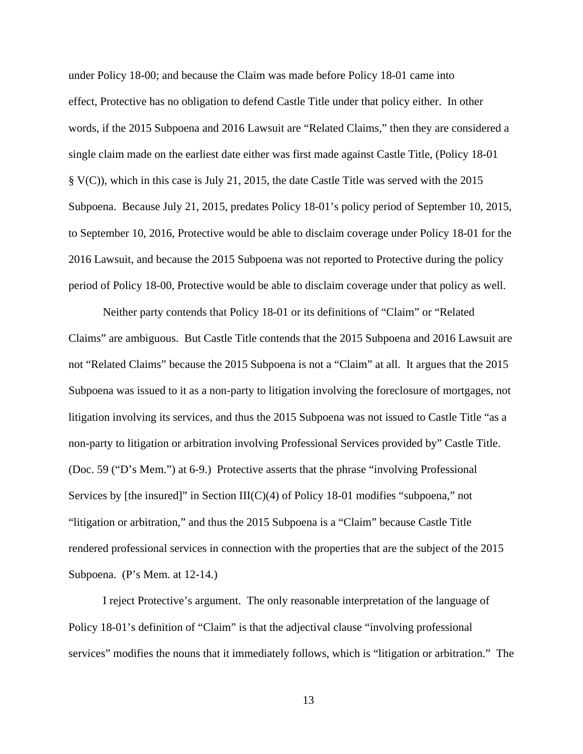under Policy 18-00; and because the Claim was made before Policy 18-01 came into effect, Protective has no obligation to defend Castle Title under that policy either. In other words, if the 2015 Subpoena and 2016 Lawsuit are "Related Claims," then they are considered a single claim made on the earliest date either was first made against Castle Title, (Policy 18-01 § V(C)), which in this case is July 21, 2015, the date Castle Title was served with the 2015 Subpoena. Because July 21, 2015, predates Policy 18-01's policy period of September 10, 2015, to September 10, 2016, Protective would be able to disclaim coverage under Policy 18-01 for the 2016 Lawsuit, and because the 2015 Subpoena was not reported to Protective during the policy period of Policy 18-00, Protective would be able to disclaim coverage under that policy as well.

Neither party contends that Policy 18-01 or its definitions of "Claim" or "Related Claims" are ambiguous. But Castle Title contends that the 2015 Subpoena and 2016 Lawsuit are not "Related Claims" because the 2015 Subpoena is not a "Claim" at all. It argues that the 2015 Subpoena was issued to it as a non-party to litigation involving the foreclosure of mortgages, not litigation involving its services, and thus the 2015 Subpoena was not issued to Castle Title "as a non-party to litigation or arbitration involving Professional Services provided by" Castle Title. (Doc. 59 ("D's Mem.") at 6-9.) Protective asserts that the phrase "involving Professional Services by [the insured]" in Section III(C)(4) of Policy 18-01 modifies "subpoena," not "litigation or arbitration," and thus the 2015 Subpoena is a "Claim" because Castle Title rendered professional services in connection with the properties that are the subject of the 2015 Subpoena. (P's Mem. at 12-14.)

I reject Protective's argument. The only reasonable interpretation of the language of Policy 18-01's definition of "Claim" is that the adjectival clause "involving professional services" modifies the nouns that it immediately follows, which is "litigation or arbitration." The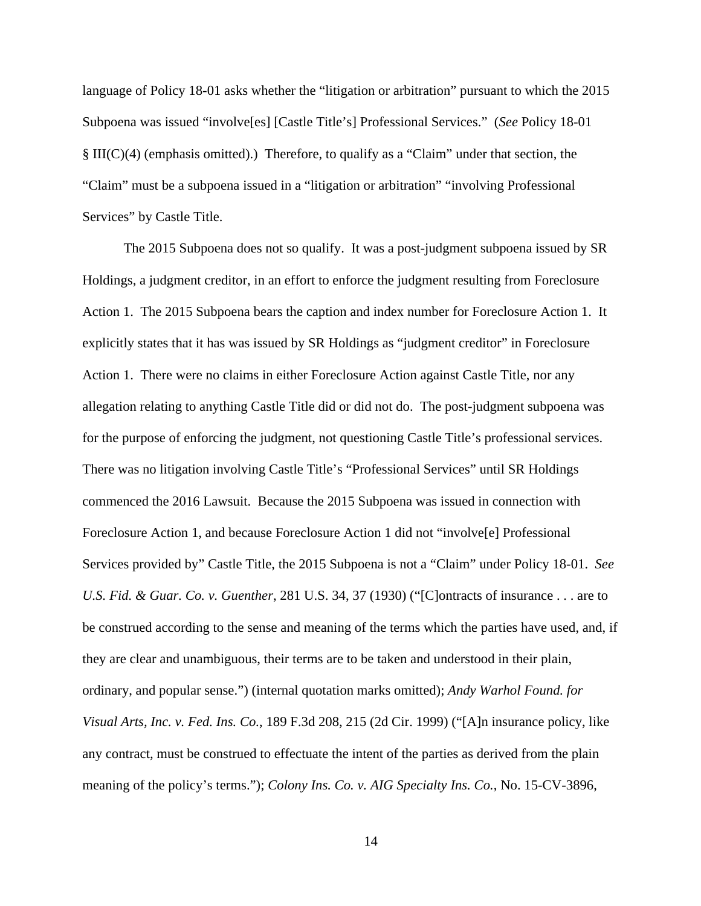language of Policy 18-01 asks whether the "litigation or arbitration" pursuant to which the 2015 Subpoena was issued "involve[es] [Castle Title's] Professional Services." (*See* Policy 18-01 § III(C)(4) (emphasis omitted).) Therefore, to qualify as a "Claim" under that section, the "Claim" must be a subpoena issued in a "litigation or arbitration" "involving Professional Services" by Castle Title.

The 2015 Subpoena does not so qualify. It was a post-judgment subpoena issued by SR Holdings, a judgment creditor, in an effort to enforce the judgment resulting from Foreclosure Action 1. The 2015 Subpoena bears the caption and index number for Foreclosure Action 1. It explicitly states that it has was issued by SR Holdings as "judgment creditor" in Foreclosure Action 1. There were no claims in either Foreclosure Action against Castle Title, nor any allegation relating to anything Castle Title did or did not do. The post-judgment subpoena was for the purpose of enforcing the judgment, not questioning Castle Title's professional services. There was no litigation involving Castle Title's "Professional Services" until SR Holdings commenced the 2016 Lawsuit. Because the 2015 Subpoena was issued in connection with Foreclosure Action 1, and because Foreclosure Action 1 did not "involve[e] Professional Services provided by" Castle Title, the 2015 Subpoena is not a "Claim" under Policy 18-01. *See U.S. Fid. & Guar. Co. v. Guenther*, 281 U.S. 34, 37 (1930) ("[C]ontracts of insurance . . . are to be construed according to the sense and meaning of the terms which the parties have used, and, if they are clear and unambiguous, their terms are to be taken and understood in their plain, ordinary, and popular sense.") (internal quotation marks omitted); *Andy Warhol Found. for Visual Arts, Inc. v. Fed. Ins. Co.*, 189 F.3d 208, 215 (2d Cir. 1999) ("[A]n insurance policy, like any contract, must be construed to effectuate the intent of the parties as derived from the plain meaning of the policy's terms."); *Colony Ins. Co. v. AIG Specialty Ins. Co.*, No. 15-CV-3896,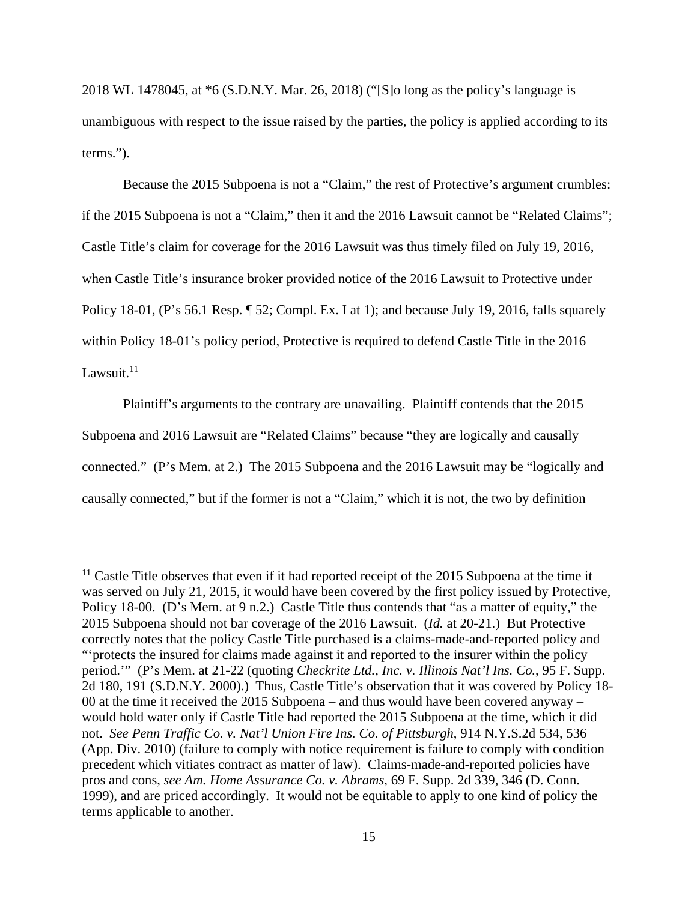2018 WL 1478045, at *6 (S.D.N.Y. Mar. 26, 2018) ("[S]o long as the policy's language is unambiguous with respect to the issue raised by the parties, the policy is applied according to its terms.").

Because the 2015 Subpoena is not a "Claim," the rest of Protective's argument crumbles: if the 2015 Subpoena is not a "Claim," then it and the 2016 Lawsuit cannot be "Related Claims"; Castle Title's claim for coverage for the 2016 Lawsuit was thus timely filed on July 19, 2016, when Castle Title's insurance broker provided notice of the 2016 Lawsuit to Protective under Policy 18-01, (P's 56.1 Resp. ¶ 52; Compl. Ex. I at 1); and because July 19, 2016, falls squarely within Policy 18-01's policy period, Protective is required to defend Castle Title in the 2016 Lawsuit.[11]

Plaintiff's arguments to the contrary are unavailing. Plaintiff contends that the 2015 Subpoena and 2016 Lawsuit are "Related Claims" because "they are logically and causally connected." (P's Mem. at 2.) The 2015 Subpoena and the 2016 Lawsuit may be "logically and causally connected," but if the former is not a "Claim," which it is not, the two by definition

---

[11] Castle Title observes that even if it had reported receipt of the 2015 Subpoena at the time it was served on July 21, 2015, it would have been covered by the first policy issued by Protective, Policy 18-00. (D's Mem. at 9 n.2.) Castle Title thus contends that "as a matter of equity," the 2015 Subpoena should not bar coverage of the 2016 Lawsuit. (*Id.* at 20-21.) But Protective correctly notes that the policy Castle Title purchased is a claims-made-and-reported policy and "'protects the insured for claims made against it and reported to the insurer within the policy period.'" (P's Mem. at 21-22 (quoting *Checkrite Ltd., Inc. v. Illinois Nat'l Ins. Co.*, 95 F. Supp. 2d 180, 191 (S.D.N.Y. 2000).) Thus, Castle Title's observation that it was covered by Policy 18-00 at the time it received the 2015 Subpoena – and thus would have been covered anyway – would hold water only if Castle Title had reported the 2015 Subpoena at the time, which it did not. *See Penn Traffic Co. v. Nat'l Union Fire Ins. Co. of Pittsburgh*, 914 N.Y.S.2d 534, 536 (App. Div. 2010) (failure to comply with notice requirement is failure to comply with condition precedent which vitiates contract as matter of law). Claims-made-and-reported policies have pros and cons, *see Am. Home Assurance Co. v. Abrams*, 69 F. Supp. 2d 339, 346 (D. Conn. 1999), and are priced accordingly. It would not be equitable to apply to one kind of policy the terms applicable to another.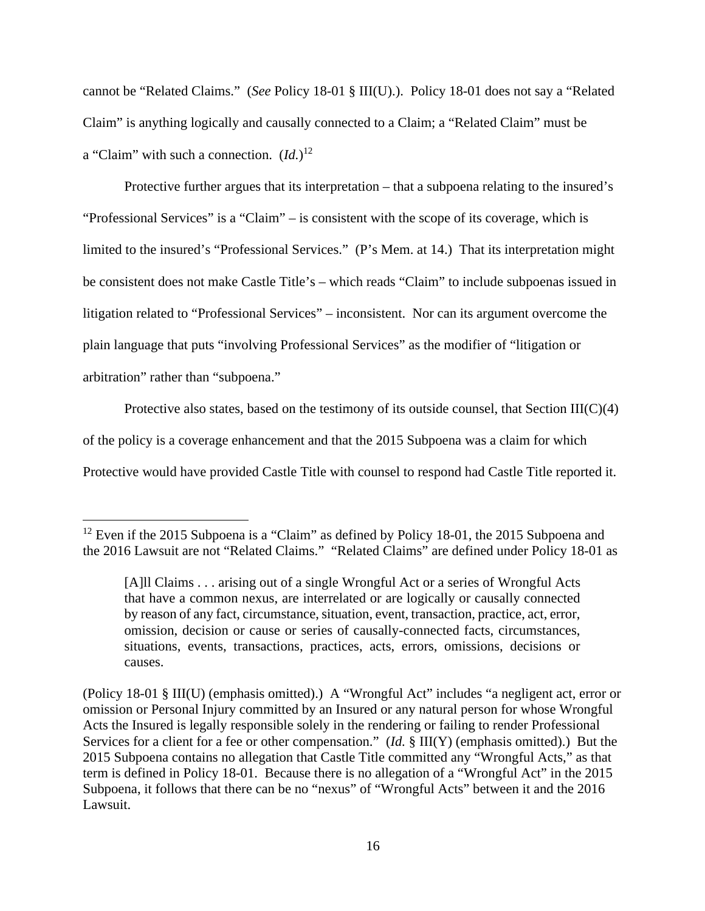cannot be "Related Claims." (*See* Policy 18-01 § III(U).). Policy 18-01 does not say a "Related Claim" is anything logically and causally connected to a Claim; a "Related Claim" must be a "Claim" with such a connection. (*Id.*)[12]

Protective further argues that its interpretation – that a subpoena relating to the insured's "Professional Services" is a "Claim" – is consistent with the scope of its coverage, which is limited to the insured's "Professional Services." (P's Mem. at 14.) That its interpretation might be consistent does not make Castle Title's – which reads "Claim" to include subpoenas issued in litigation related to "Professional Services" – inconsistent. Nor can its argument overcome the plain language that puts "involving Professional Services" as the modifier of "litigation or arbitration" rather than "subpoena."

Protective also states, based on the testimony of its outside counsel, that Section III(C)(4) of the policy is a coverage enhancement and that the 2015 Subpoena was a claim for which Protective would have provided Castle Title with counsel to respond had Castle Title reported it.

---

[12] Even if the 2015 Subpoena is a "Claim" as defined by Policy 18-01, the 2015 Subpoena and the 2016 Lawsuit are not "Related Claims." "Related Claims" are defined under Policy 18-01 as

> [A]ll Claims . . . arising out of a single Wrongful Act or a series of Wrongful Acts that have a common nexus, are interrelated or are logically or causally connected by reason of any fact, circumstance, situation, event, transaction, practice, act, error, omission, decision or cause or series of causally-connected facts, circumstances, situations, events, transactions, practices, acts, errors, omissions, decisions or causes.

(Policy 18-01 § III(U) (emphasis omitted).) A "Wrongful Act" includes "a negligent act, error or omission or Personal Injury committed by an Insured or any natural person for whose Wrongful Acts the Insured is legally responsible solely in the rendering or failing to render Professional Services for a client for a fee or other compensation." (*Id.* § III(Y) (emphasis omitted).) But the 2015 Subpoena contains no allegation that Castle Title committed any "Wrongful Acts," as that term is defined in Policy 18-01. Because there is no allegation of a "Wrongful Act" in the 2015 Subpoena, it follows that there can be no "nexus" of "Wrongful Acts" between it and the 2016 Lawsuit.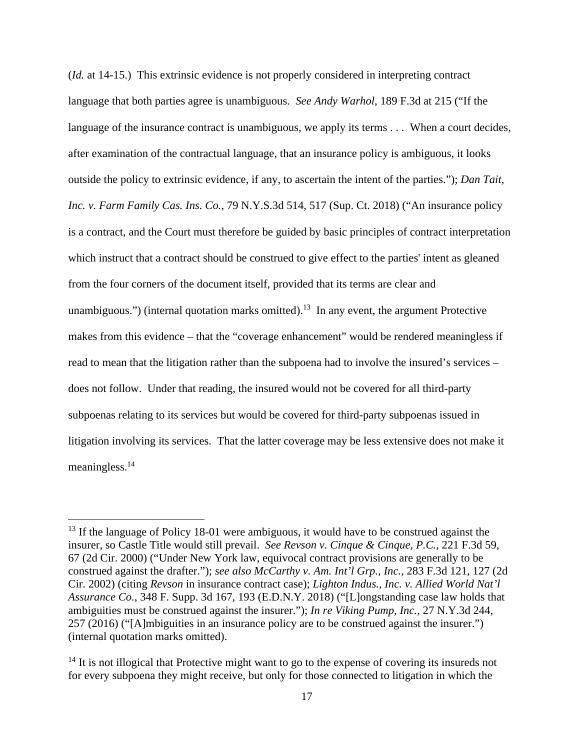(*Id.* at 14-15.) This extrinsic evidence is not properly considered in interpreting contract language that both parties agree is unambiguous. *See Andy Warhol*, 189 F.3d at 215 ("If the language of the insurance contract is unambiguous, we apply its terms . . . When a court decides, after examination of the contractual language, that an insurance policy is ambiguous, it looks outside the policy to extrinsic evidence, if any, to ascertain the intent of the parties."); *Dan Tait, Inc. v. Farm Family Cas. Ins. Co.*, 79 N.Y.S.3d 514, 517 (Sup. Ct. 2018) ("An insurance policy is a contract, and the Court must therefore be guided by basic principles of contract interpretation which instruct that a contract should be construed to give effect to the parties' intent as gleaned from the four corners of the document itself, provided that its terms are clear and unambiguous.") (internal quotation marks omitted).[13] In any event, the argument Protective makes from this evidence – that the "coverage enhancement" would be rendered meaningless if read to mean that the litigation rather than the subpoena had to involve the insured's services – does not follow. Under that reading, the insured would not be covered for all third-party subpoenas relating to its services but would be covered for third-party subpoenas issued in litigation involving its services. That the latter coverage may be less extensive does not make it meaningless.[14]

---

[13] If the language of Policy 18-01 were ambiguous, it would have to be construed against the insurer, so Castle Title would still prevail. *See Revson v. Cinque & Cinque, P.C.*, 221 F.3d 59, 67 (2d Cir. 2000) ("Under New York law, equivocal contract provisions are generally to be construed against the drafter."); *see also McCarthy v. Am. Int'l Grp., Inc.*, 283 F.3d 121, 127 (2d Cir. 2002) (citing *Revson* in insurance contract case); *Lighton Indus., Inc. v. Allied World Nat'l Assurance Co.*, 348 F. Supp. 3d 167, 193 (E.D.N.Y. 2018) ("[L]ongstanding case law holds that ambiguities must be construed against the insurer."); *In re Viking Pump, Inc.*, 27 N.Y.3d 244, 257 (2016) ("[A]mbiguities in an insurance policy are to be construed against the insurer.") (internal quotation marks omitted).

[14] It is not illogical that Protective might want to go to the expense of covering its insureds not for every subpoena they might receive, but only for those connected to litigation in which the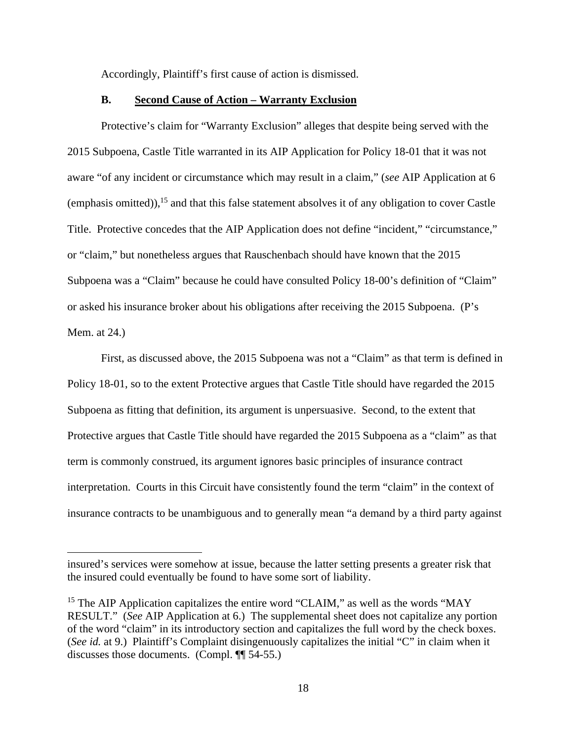Accordingly, Plaintiff's first cause of action is dismissed.

### B. Second Cause of Action – Warranty Exclusion

Protective's claim for "Warranty Exclusion" alleges that despite being served with the 2015 Subpoena, Castle Title warranted in its AIP Application for Policy 18-01 that it was not aware "of any incident or circumstance which may result in a claim," (*see* AIP Application at 6 (emphasis omitted)),[15] and that this false statement absolves it of any obligation to cover Castle Title. Protective concedes that the AIP Application does not define "incident," "circumstance," or "claim," but nonetheless argues that Rauschenbach should have known that the 2015 Subpoena was a "Claim" because he could have consulted Policy 18-00's definition of "Claim" or asked his insurance broker about his obligations after receiving the 2015 Subpoena. (P's Mem. at 24.)

First, as discussed above, the 2015 Subpoena was not a "Claim" as that term is defined in Policy 18-01, so to the extent Protective argues that Castle Title should have regarded the 2015 Subpoena as fitting that definition, its argument is unpersuasive. Second, to the extent that Protective argues that Castle Title should have regarded the 2015 Subpoena as a "claim" as that term is commonly construed, its argument ignores basic principles of insurance contract interpretation. Courts in this Circuit have consistently found the term "claim" in the context of insurance contracts to be unambiguous and to generally mean "a demand by a third party against

---

insured's services were somehow at issue, because the latter setting presents a greater risk that the insured could eventually be found to have some sort of liability.

[15] The AIP Application capitalizes the entire word "CLAIM," as well as the words "MAY RESULT." (*See* AIP Application at 6.) The supplemental sheet does not capitalize any portion of the word "claim" in its introductory section and capitalizes the full word by the check boxes. (*See id.* at 9.) Plaintiff's Complaint disingenuously capitalizes the initial "C" in claim when it discusses those documents. (Compl. ¶¶ 54-55.)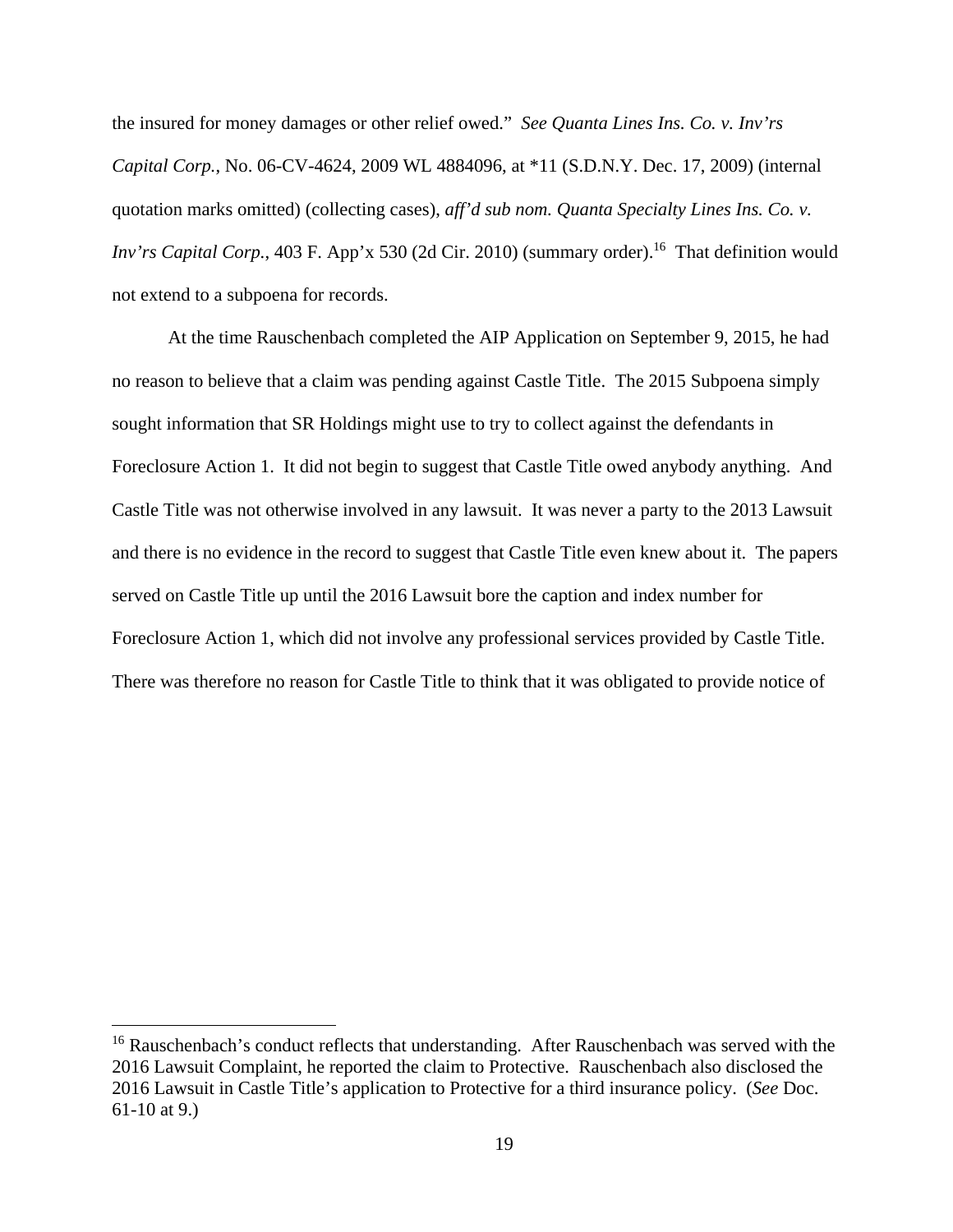the insured for money damages or other relief owed." *See Quanta Lines Ins. Co. v. Inv'rs Capital Corp.*, No. 06-CV-4624, 2009 WL 4884096, at *11 (S.D.N.Y. Dec. 17, 2009) (internal quotation marks omitted) (collecting cases), *aff'd sub nom. Quanta Specialty Lines Ins. Co. v. Inv'rs Capital Corp.*, 403 F. App'x 530 (2d Cir. 2010) (summary order).[16] That definition would not extend to a subpoena for records.

At the time Rauschenbach completed the AIP Application on September 9, 2015, he had no reason to believe that a claim was pending against Castle Title. The 2015 Subpoena simply sought information that SR Holdings might use to try to collect against the defendants in Foreclosure Action 1. It did not begin to suggest that Castle Title owed anybody anything. And Castle Title was not otherwise involved in any lawsuit. It was never a party to the 2013 Lawsuit and there is no evidence in the record to suggest that Castle Title even knew about it. The papers served on Castle Title up until the 2016 Lawsuit bore the caption and index number for Foreclosure Action 1, which did not involve any professional services provided by Castle Title. There was therefore no reason for Castle Title to think that it was obligated to provide notice of

---

[16] Rauschenbach's conduct reflects that understanding. After Rauschenbach was served with the 2016 Lawsuit Complaint, he reported the claim to Protective. Rauschenbach also disclosed the 2016 Lawsuit in Castle Title's application to Protective for a third insurance policy. (*See* Doc. 61-10 at 9.)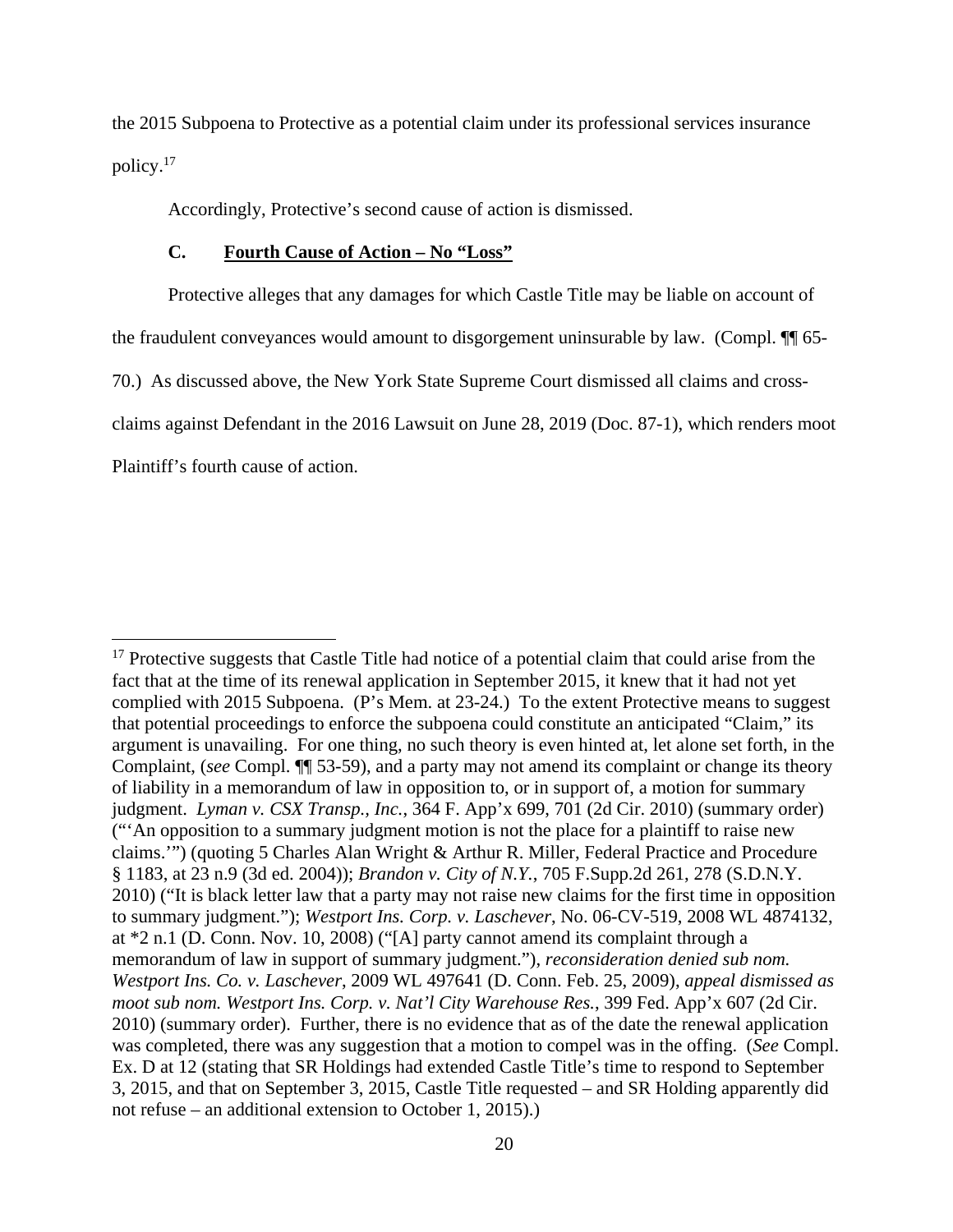the 2015 Subpoena to Protective as a potential claim under its professional services insurance policy.[17]

Accordingly, Protective's second cause of action is dismissed.

### C. <u>Fourth Cause of Action – No "Loss"</u>

Protective alleges that any damages for which Castle Title may be liable on account of the fraudulent conveyances would amount to disgorgement uninsurable by law. (Compl. ¶¶ 65-70.) As discussed above, the New York State Supreme Court dismissed all claims and cross-claims against Defendant in the 2016 Lawsuit on June 28, 2019 (Doc. 87-1), which renders moot Plaintiff's fourth cause of action.

---

[17] Protective suggests that Castle Title had notice of a potential claim that could arise from the fact that at the time of its renewal application in September 2015, it knew that it had not yet complied with 2015 Subpoena. (P's Mem. at 23-24.) To the extent Protective means to suggest that potential proceedings to enforce the subpoena could constitute an anticipated "Claim," its argument is unavailing. For one thing, no such theory is even hinted at, let alone set forth, in the Complaint, (*see* Compl. ¶¶ 53-59), and a party may not amend its complaint or change its theory of liability in a memorandum of law in opposition to, or in support of, a motion for summary judgment. *Lyman v. CSX Transp., Inc.*, 364 F. App'x 699, 701 (2d Cir. 2010) (summary order) ("'An opposition to a summary judgment motion is not the place for a plaintiff to raise new claims.'") (quoting 5 Charles Alan Wright & Arthur R. Miller, Federal Practice and Procedure § 1183, at 23 n.9 (3d ed. 2004)); *Brandon v. City of N.Y.*, 705 F.Supp.2d 261, 278 (S.D.N.Y. 2010) ("It is black letter law that a party may not raise new claims for the first time in opposition to summary judgment."); *Westport Ins. Corp. v. Laschever*, No. 06-CV-519, 2008 WL 4874132, at *2 n.1 (D. Conn. Nov. 10, 2008) ("[A] party cannot amend its complaint through a memorandum of law in support of summary judgment."), *reconsideration denied sub nom. Westport Ins. Co. v. Laschever*, 2009 WL 497641 (D. Conn. Feb. 25, 2009), *appeal dismissed as moot sub nom. Westport Ins. Corp. v. Nat'l City Warehouse Res.*, 399 Fed. App'x 607 (2d Cir. 2010) (summary order). Further, there is no evidence that as of the date the renewal application was completed, there was any suggestion that a motion to compel was in the offing. (*See* Compl. Ex. D at 12 (stating that SR Holdings had extended Castle Title's time to respond to September 3, 2015, and that on September 3, 2015, Castle Title requested – and SR Holding apparently did not refuse – an additional extension to October 1, 2015).)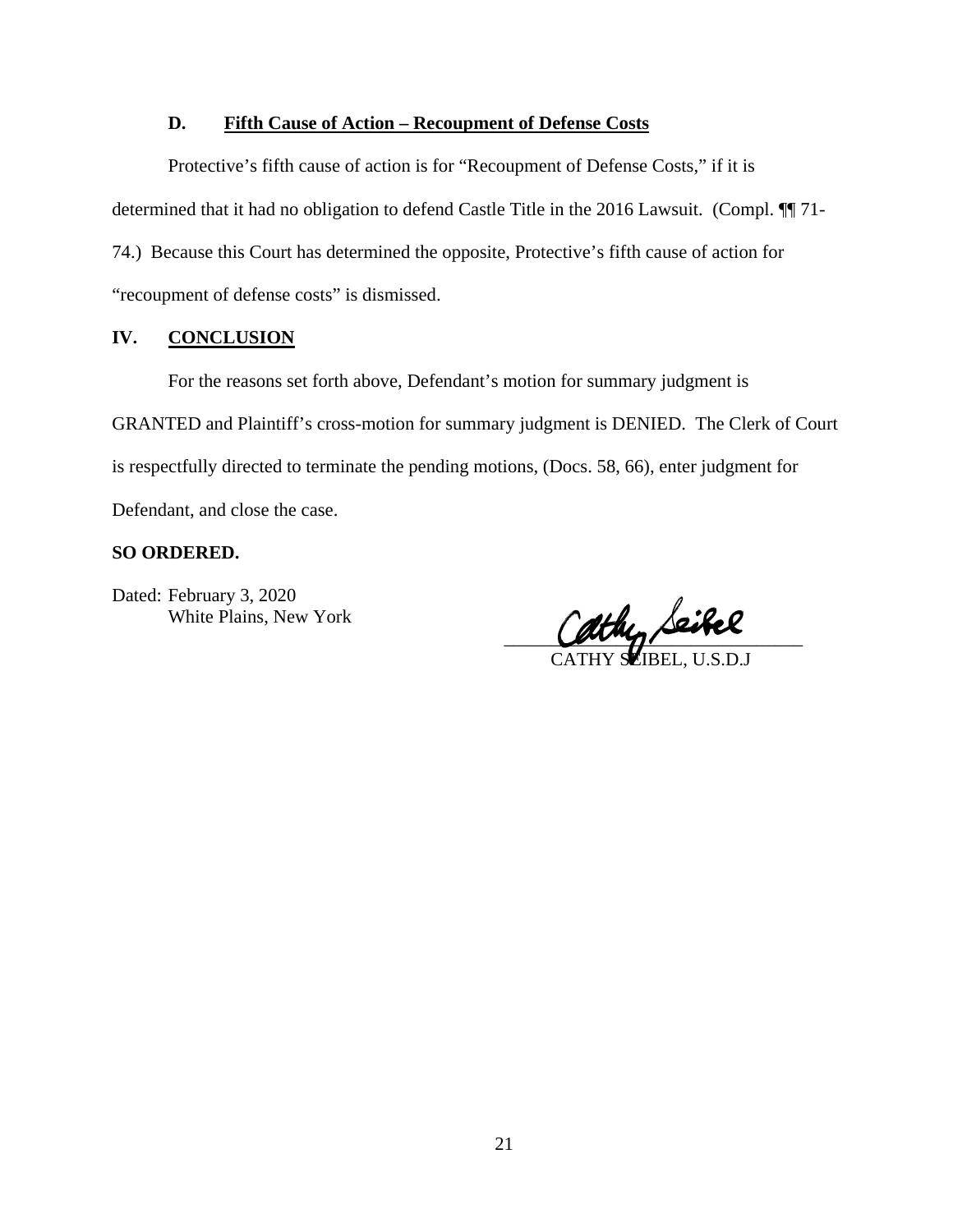### D. Fifth Cause of Action – Recoupment of Defense Costs

Protective's fifth cause of action is for "Recoupment of Defense Costs," if it is determined that it had no obligation to defend Castle Title in the 2016 Lawsuit. (Compl. ¶¶ 71-74.) Because this Court has determined the opposite, Protective's fifth cause of action for "recoupment of defense costs" is dismissed.

## IV. CONCLUSION

For the reasons set forth above, Defendant's motion for summary judgment is GRANTED and Plaintiff's cross-motion for summary judgment is DENIED. The Clerk of Court is respectfully directed to terminate the pending motions, (Docs. 58, 66), enter judgment for Defendant, and close the case.

**SO ORDERED.**

Dated: February 3, 2020
White Plains, New York

CATHY SEIBEL, U.S.D.J